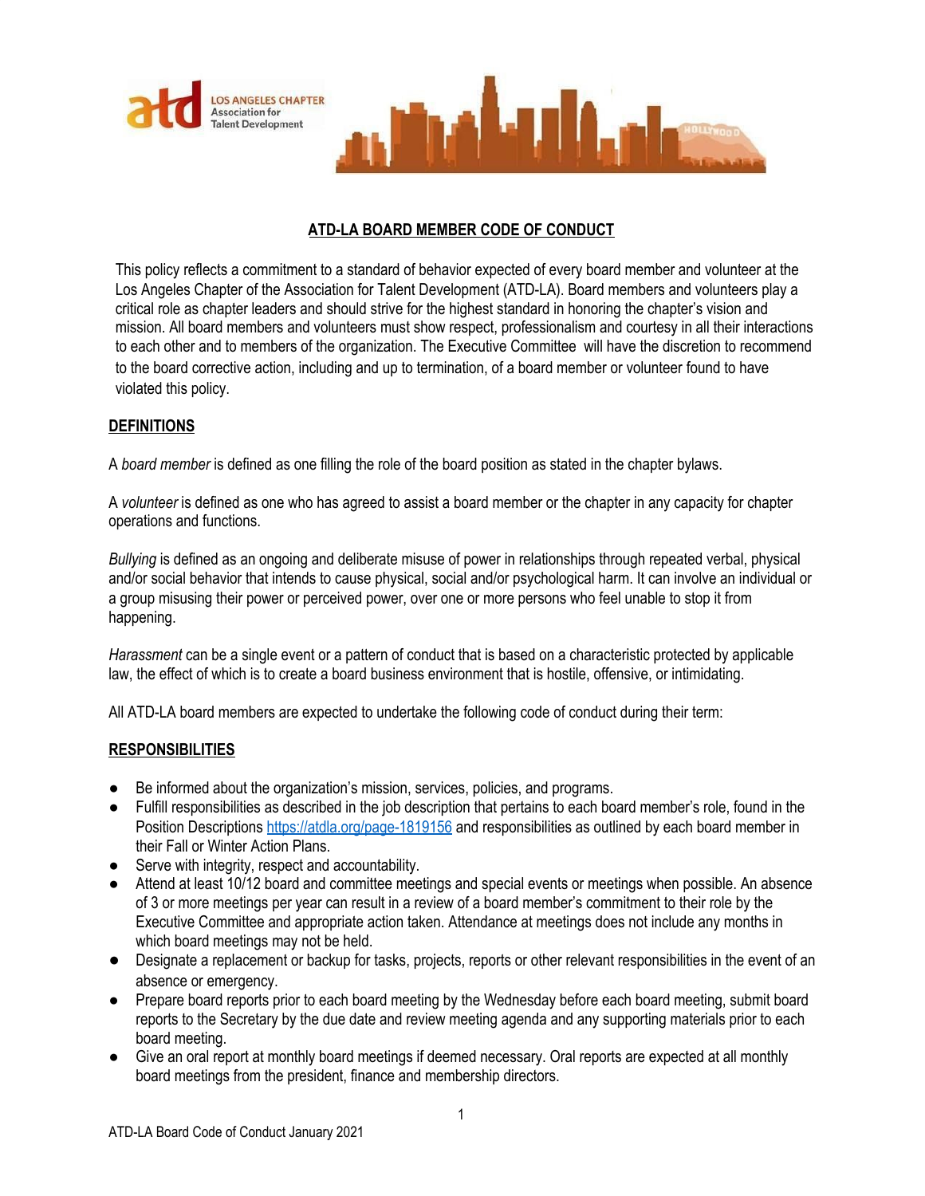# ATD-LA BOARD MEMBER CODE OF CONDUCT

This policy reflects a commitment to a standard of behavior expected of every board member and volunteer at the Los Angeles Chapter of the Association for Talent Development (ATD-LA). Board members and volunteers play a critical role as chapter leaders and should strive for the highest standard in honoring the chapter's vision and mission. All board members and volunteers must show respect, professionalism and courtesy in all their interactions to each other and to members of the organization. The Executive Committee will have the discretion to recommend to the board corrective action, including and up to termination, of a board member or volunteer found to have violated this policy.

## DEFINITIONS

A *board member* is defined as one filling the role of the board position as stated in the chapter bylaws.

A *volunteer* is defined as one who has agreed to assist a board member or the chapter in any capacity for chapter operations and functions.

*Bullying* is defined as an ongoing and deliberate misuse of power in relationships through repeated verbal, physical and/or social behavior that intends to cause physical, social and/or psychological harm. It can involve an individual or a group misusing their power or perceived power, over one or more persons who feel unable to stop it from happening.

*Harassment* can be a single event or a pattern of conduct that is based on a characteristic protected by applicable law, the effect of which is to create a board business environment that is hostile, offensive, or intimidating.

All ATD-LA board members are expected to undertake the following code of conduct during their term:

## RESPONSIBILITIES

- Be informed about the organization's mission, services, policies, and programs.
- Fulfill responsibilities as described in the job description that pertains to each board member's role, found in the Position Descriptions https://atdla.org/page-1819156 and responsibilities as outlined by each board member in their Fall or Winter Action Plans.
- Serve with integrity, respect and accountability.
- Attend at least 10/12 board and committee meetings and special events or meetings when possible. An absence of 3 or more meetings per year can result in a review of a board member's commitment to their role by the Executive Committee and appropriate action taken. Attendance at meetings does not include any months in which board meetings may not be held.
- Designate a replacement or backup for tasks, projects, reports or other relevant responsibilities in the event of an absence or emergency.
- Prepare board reports prior to each board meeting by the Wednesday before each board meeting, submit board reports to the Secretary by the due date and review meeting agenda and any supporting materials prior to each board meeting.
- Give an oral report at monthly board meetings if deemed necessary. Oral reports are expected at all monthly board meetings from the president, finance and membership directors.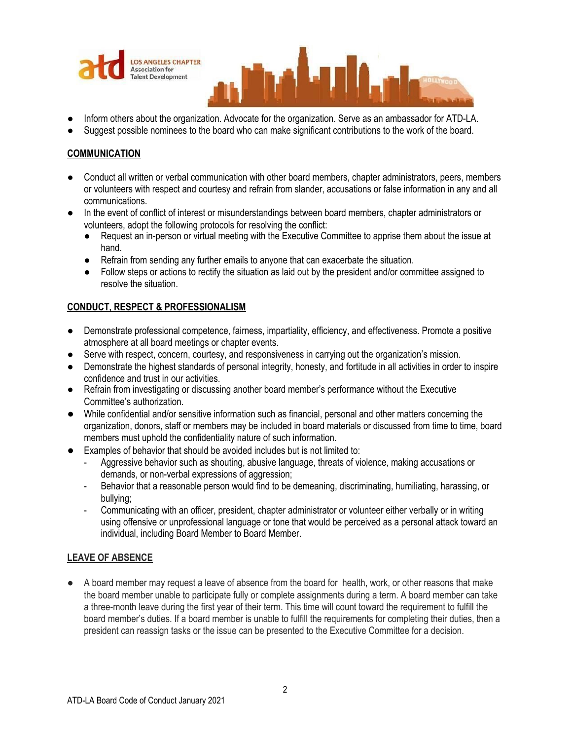- Inform others about the organization. Advocate for the organization. Serve as an ambassador for ATD-LA.
- Suggest possible nominees to the board who can make significant contributions to the work of the board.

## COMMUNICATION

- Conduct all written or verbal communication with other board members, chapter administrators, peers, members or volunteers with respect and courtesy and refrain from slander, accusations or false information in any and all communications.
- In the event of conflict of interest or misunderstandings between board members, chapter administrators or volunteers, adopt the following protocols for resolving the conflict:
  - Request an in-person or virtual meeting with the Executive Committee to apprise them about the issue at hand.
  - Refrain from sending any further emails to anyone that can exacerbate the situation.
  - Follow steps or actions to rectify the situation as laid out by the president and/or committee assigned to resolve the situation.

## CONDUCT, RESPECT & PROFESSIONALISM

- Demonstrate professional competence, fairness, impartiality, efficiency, and effectiveness. Promote a positive atmosphere at all board meetings or chapter events.
- Serve with respect, concern, courtesy, and responsiveness in carrying out the organization's mission.
- Demonstrate the highest standards of personal integrity, honesty, and fortitude in all activities in order to inspire confidence and trust in our activities.
- Refrain from investigating or discussing another board member's performance without the Executive Committee's authorization.
- While confidential and/or sensitive information such as financial, personal and other matters concerning the organization, donors, staff or members may be included in board materials or discussed from time to time, board members must uphold the confidentiality nature of such information.
- Examples of behavior that should be avoided includes but is not limited to:
  - Aggressive behavior such as shouting, abusive language, threats of violence, making accusations or demands, or non-verbal expressions of aggression;
  - Behavior that a reasonable person would find to be demeaning, discriminating, humiliating, harassing, or bullying;
  - Communicating with an officer, president, chapter administrator or volunteer either verbally or in writing using offensive or unprofessional language or tone that would be perceived as a personal attack toward an individual, including Board Member to Board Member.

## LEAVE OF ABSENCE

- A board member may request a leave of absence from the board for health, work, or other reasons that make the board member unable to participate fully or complete assignments during a term. A board member can take a three-month leave during the first year of their term. This time will count toward the requirement to fulfill the board member's duties. If a board member is unable to fulfill the requirements for completing their duties, then a president can reassign tasks or the issue can be presented to the Executive Committee for a decision.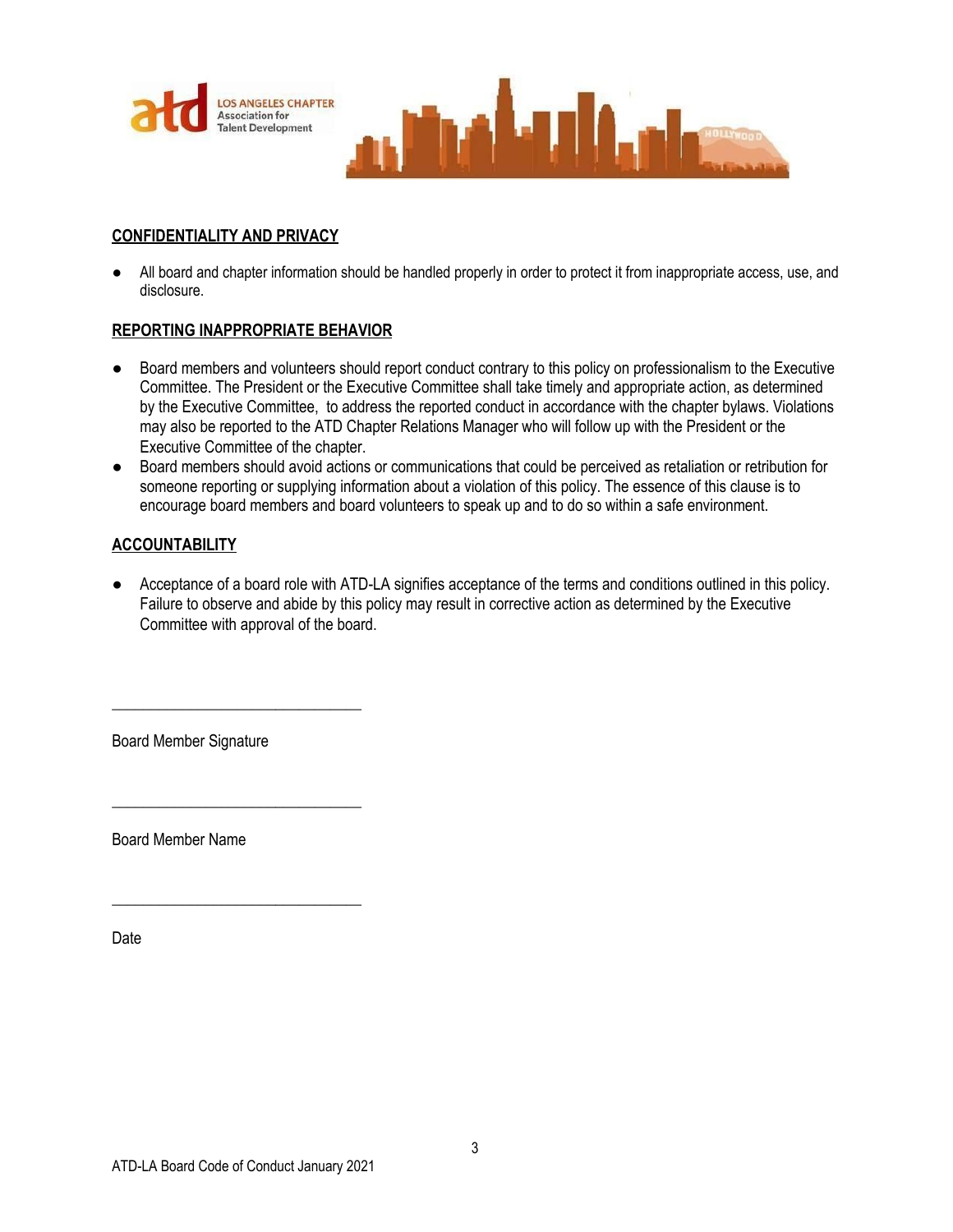## CONFIDENTIALITY AND PRIVACY

- All board and chapter information should be handled properly in order to protect it from inappropriate access, use, and disclosure.

## REPORTING INAPPROPRIATE BEHAVIOR

- Board members and volunteers should report conduct contrary to this policy on professionalism to the Executive Committee. The President or the Executive Committee shall take timely and appropriate action, as determined by the Executive Committee, to address the reported conduct in accordance with the chapter bylaws. Violations may also be reported to the ATD Chapter Relations Manager who will follow up with the President or the Executive Committee of the chapter.
- Board members should avoid actions or communications that could be perceived as retaliation or retribution for someone reporting or supplying information about a violation of this policy. The essence of this clause is to encourage board members and board volunteers to speak up and to do so within a safe environment.

## ACCOUNTABILITY

- Acceptance of a board role with ATD-LA signifies acceptance of the terms and conditions outlined in this policy. Failure to observe and abide by this policy may result in corrective action as determined by the Executive Committee with approval of the board.

\_\_\_\_\_\_\_\_\_\_\_\_\_\_\_\_\_\_\_\_\_\_\_\_\_\_\_\_\_\_

Board Member Signature

\_\_\_\_\_\_\_\_\_\_\_\_\_\_\_\_\_\_\_\_\_\_\_\_\_\_\_\_\_\_

Board Member Name

\_\_\_\_\_\_\_\_\_\_\_\_\_\_\_\_\_\_\_\_\_\_\_\_\_\_\_\_\_\_

Date